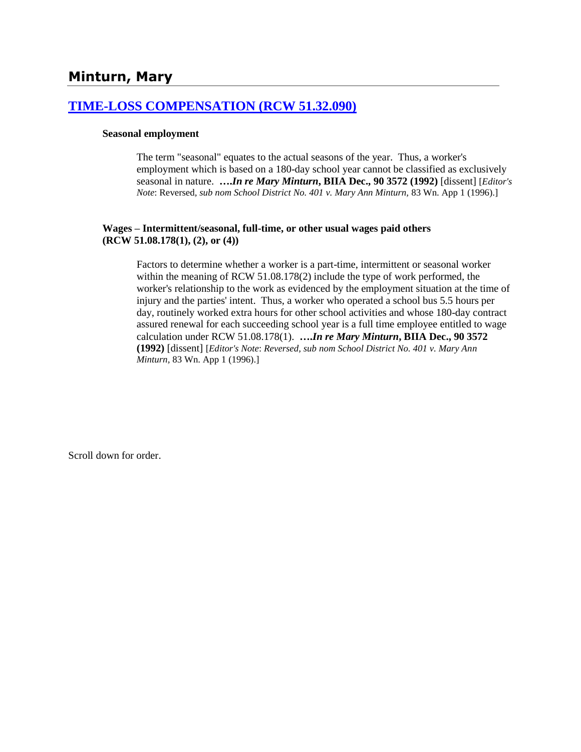## Minturn, Mary

### [TIME-LOSS COMPENSATION (RCW 51.32.090)]

**Seasonal employment**

> The term "seasonal" equates to the actual seasons of the year. Thus, a worker's employment which is based on a 180-day school year cannot be classified as exclusively seasonal in nature. ****….In re Mary Minturn*, BIIA Dec., 90 3572 (1992)** [dissent] [*Editor's Note*: Reversed, *sub nom School District No. 401 v. Mary Ann Minturn,* 83 Wn. App 1 (1996).]

**Wages – Intermittent/seasonal, full-time, or other usual wages paid others (RCW 51.08.178(1), (2), or (4))**

> Factors to determine whether a worker is a part-time, intermittent or seasonal worker within the meaning of RCW 51.08.178(2) include the type of work performed, the worker's relationship to the work as evidenced by the employment situation at the time of injury and the parties' intent. Thus, a worker who operated a school bus 5.5 hours per day, routinely worked extra hours for other school activities and whose 180-day contract assured renewal for each succeeding school year is a full time employee entitled to wage calculation under RCW 51.08.178(1). ****….In re Mary Minturn*, BIIA Dec., 90 3572 (1992)** [dissent] [*Editor's Note*: *Reversed, sub nom School District No. 401 v. Mary Ann Minturn,* 83 Wn. App 1 (1996).]

Scroll down for order.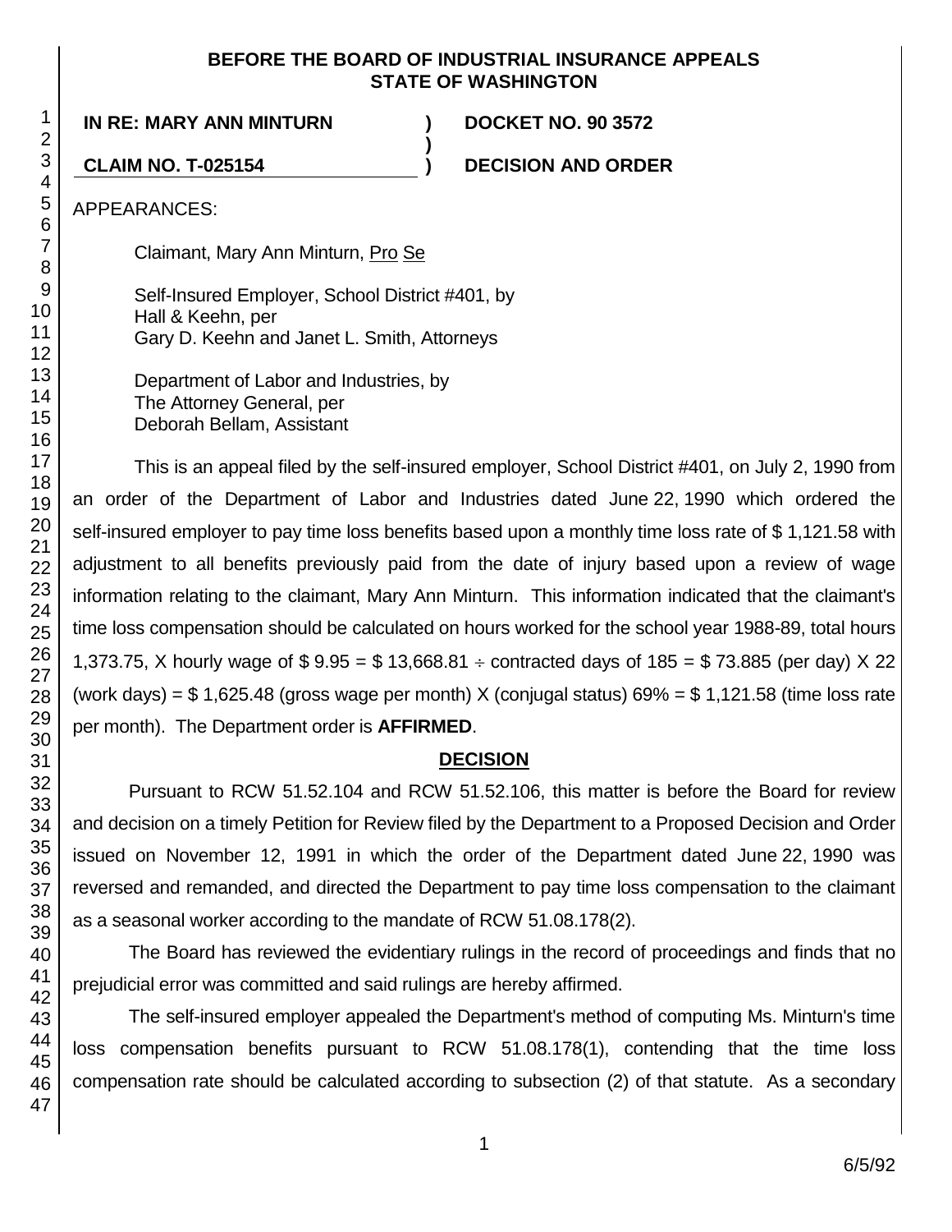**BEFORE THE BOARD OF INDUSTRIAL INSURANCE APPEALS**
**STATE OF WASHINGTON**

**IN RE: MARY ANN MINTURN** ) **DOCKET NO. 90 3572**
)
**CLAIM NO. T-025154** ) **DECISION AND ORDER**

APPEARANCES:

Claimant, Mary Ann Minturn, Pro Se

Self-Insured Employer, School District #401, by
Hall & Keehn, per
Gary D. Keehn and Janet L. Smith, Attorneys

Department of Labor and Industries, by
The Attorney General, per
Deborah Bellam, Assistant

This is an appeal filed by the self-insured employer, School District #401, on July 2, 1990 from an order of the Department of Labor and Industries dated June 22, 1990 which ordered the self-insured employer to pay time loss benefits based upon a monthly time loss rate of $ 1,121.58 with adjustment to all benefits previously paid from the date of injury based upon a review of wage information relating to the claimant, Mary Ann Minturn. This information indicated that the claimant's time loss compensation should be calculated on hours worked for the school year 1988-89, total hours 1,373.75, X hourly wage of $ 9.95 = $ 13,668.81 ÷ contracted days of 185 = $ 73.885 (per day) X 22 (work days) = $ 1,625.48 (gross wage per month) X (conjugal status) 69% = $ 1,121.58 (time loss rate per month). The Department order is **AFFIRMED**.

## DECISION

Pursuant to RCW 51.52.104 and RCW 51.52.106, this matter is before the Board for review and decision on a timely Petition for Review filed by the Department to a Proposed Decision and Order issued on November 12, 1991 in which the order of the Department dated June 22, 1990 was reversed and remanded, and directed the Department to pay time loss compensation to the claimant as a seasonal worker according to the mandate of RCW 51.08.178(2).

The Board has reviewed the evidentiary rulings in the record of proceedings and finds that no prejudicial error was committed and said rulings are hereby affirmed.

The self-insured employer appealed the Department's method of computing Ms. Minturn's time loss compensation benefits pursuant to RCW 51.08.178(1), contending that the time loss compensation rate should be calculated according to subsection (2) of that statute. As a secondary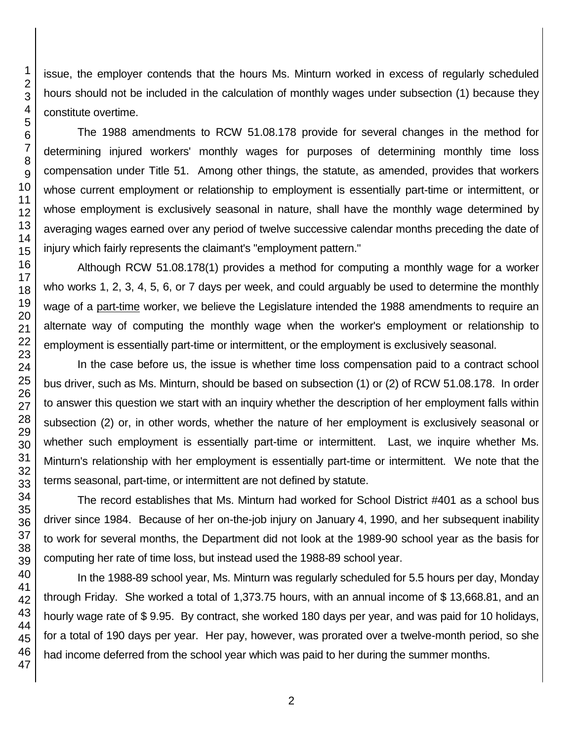issue, the employer contends that the hours Ms. Minturn worked in excess of regularly scheduled hours should not be included in the calculation of monthly wages under subsection (1) because they constitute overtime.

The 1988 amendments to RCW 51.08.178 provide for several changes in the method for determining injured workers' monthly wages for purposes of determining monthly time loss compensation under Title 51. Among other things, the statute, as amended, provides that workers whose current employment or relationship to employment is essentially part-time or intermittent, or whose employment is exclusively seasonal in nature, shall have the monthly wage determined by averaging wages earned over any period of twelve successive calendar months preceding the date of injury which fairly represents the claimant's "employment pattern."

Although RCW 51.08.178(1) provides a method for computing a monthly wage for a worker who works 1, 2, 3, 4, 5, 6, or 7 days per week, and could arguably be used to determine the monthly wage of a part-time worker, we believe the Legislature intended the 1988 amendments to require an alternate way of computing the monthly wage when the worker's employment or relationship to employment is essentially part-time or intermittent, or the employment is exclusively seasonal.

In the case before us, the issue is whether time loss compensation paid to a contract school bus driver, such as Ms. Minturn, should be based on subsection (1) or (2) of RCW 51.08.178. In order to answer this question we start with an inquiry whether the description of her employment falls within subsection (2) or, in other words, whether the nature of her employment is exclusively seasonal or whether such employment is essentially part-time or intermittent. Last, we inquire whether Ms. Minturn's relationship with her employment is essentially part-time or intermittent. We note that the terms seasonal, part-time, or intermittent are not defined by statute.

The record establishes that Ms. Minturn had worked for School District #401 as a school bus driver since 1984. Because of her on-the-job injury on January 4, 1990, and her subsequent inability to work for several months, the Department did not look at the 1989-90 school year as the basis for computing her rate of time loss, but instead used the 1988-89 school year.

In the 1988-89 school year, Ms. Minturn was regularly scheduled for 5.5 hours per day, Monday through Friday. She worked a total of 1,373.75 hours, with an annual income of $ 13,668.81, and an hourly wage rate of $ 9.95. By contract, she worked 180 days per year, and was paid for 10 holidays, for a total of 190 days per year. Her pay, however, was prorated over a twelve-month period, so she had income deferred from the school year which was paid to her during the summer months.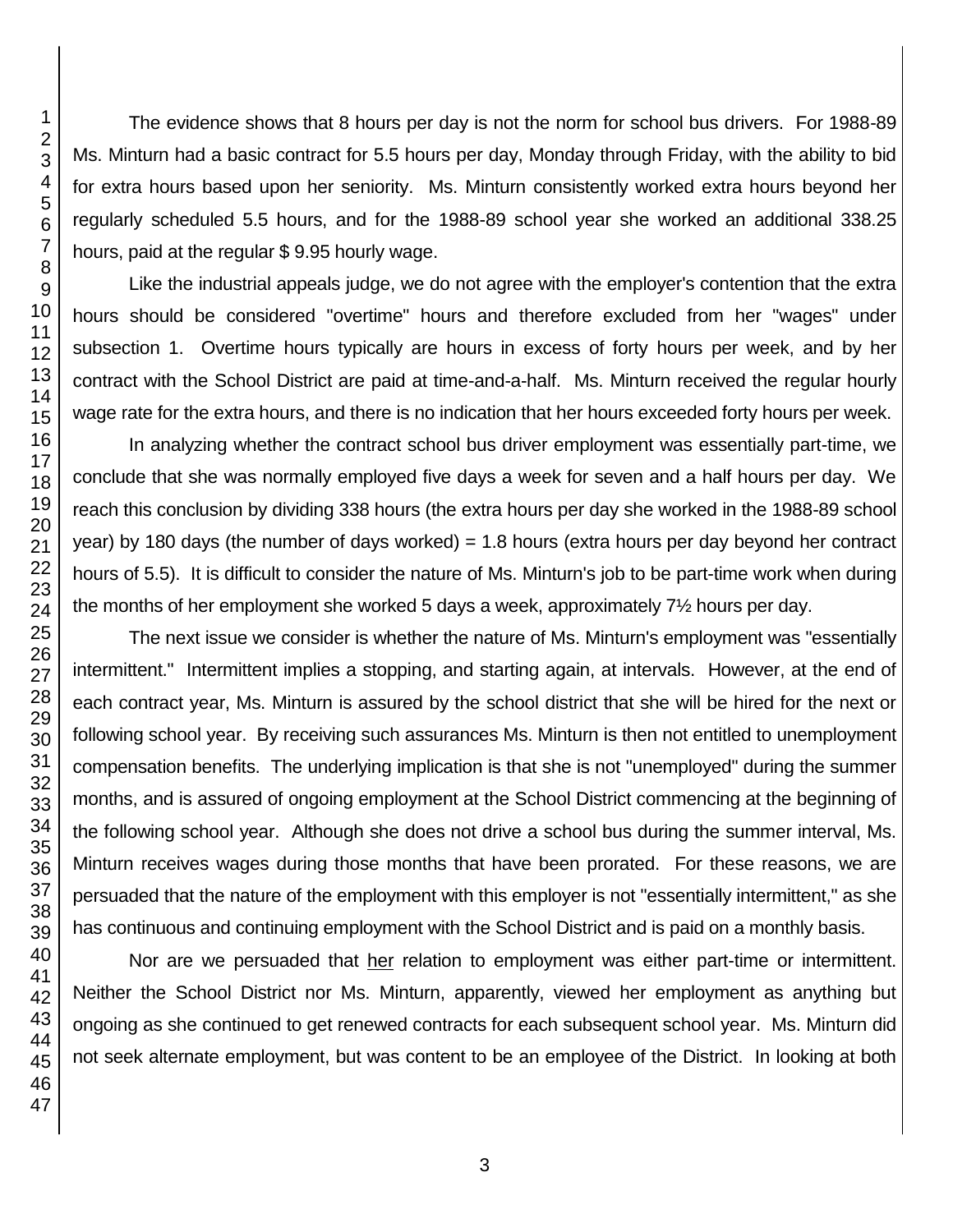The evidence shows that 8 hours per day is not the norm for school bus drivers. For 1988-89 Ms. Minturn had a basic contract for 5.5 hours per day, Monday through Friday, with the ability to bid for extra hours based upon her seniority. Ms. Minturn consistently worked extra hours beyond her regularly scheduled 5.5 hours, and for the 1988-89 school year she worked an additional 338.25 hours, paid at the regular $ 9.95 hourly wage.

Like the industrial appeals judge, we do not agree with the employer's contention that the extra hours should be considered "overtime" hours and therefore excluded from her "wages" under subsection 1. Overtime hours typically are hours in excess of forty hours per week, and by her contract with the School District are paid at time-and-a-half. Ms. Minturn received the regular hourly wage rate for the extra hours, and there is no indication that her hours exceeded forty hours per week.

In analyzing whether the contract school bus driver employment was essentially part-time, we conclude that she was normally employed five days a week for seven and a half hours per day. We reach this conclusion by dividing 338 hours (the extra hours per day she worked in the 1988-89 school year) by 180 days (the number of days worked) = 1.8 hours (extra hours per day beyond her contract hours of 5.5). It is difficult to consider the nature of Ms. Minturn's job to be part-time work when during the months of her employment she worked 5 days a week, approximately 7½ hours per day.

The next issue we consider is whether the nature of Ms. Minturn's employment was "essentially intermittent." Intermittent implies a stopping, and starting again, at intervals. However, at the end of each contract year, Ms. Minturn is assured by the school district that she will be hired for the next or following school year. By receiving such assurances Ms. Minturn is then not entitled to unemployment compensation benefits. The underlying implication is that she is not "unemployed" during the summer months, and is assured of ongoing employment at the School District commencing at the beginning of the following school year. Although she does not drive a school bus during the summer interval, Ms. Minturn receives wages during those months that have been prorated. For these reasons, we are persuaded that the nature of the employment with this employer is not "essentially intermittent," as she has continuous and continuing employment with the School District and is paid on a monthly basis.

Nor are we persuaded that <u>her</u> relation to employment was either part-time or intermittent. Neither the School District nor Ms. Minturn, apparently, viewed her employment as anything but ongoing as she continued to get renewed contracts for each subsequent school year. Ms. Minturn did not seek alternate employment, but was content to be an employee of the District. In looking at both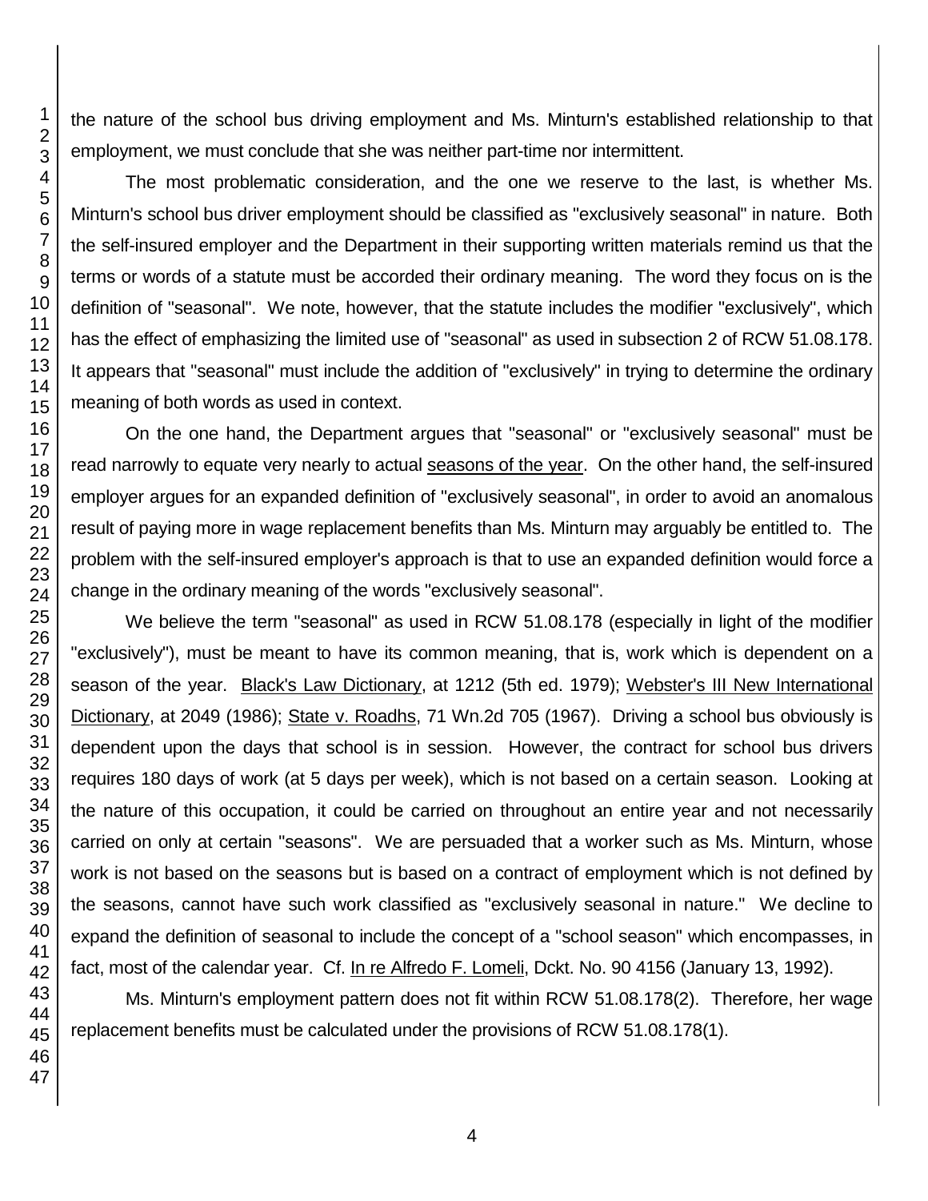the nature of the school bus driving employment and Ms. Minturn's established relationship to that employment, we must conclude that she was neither part-time nor intermittent.

The most problematic consideration, and the one we reserve to the last, is whether Ms. Minturn's school bus driver employment should be classified as "exclusively seasonal" in nature. Both the self-insured employer and the Department in their supporting written materials remind us that the terms or words of a statute must be accorded their ordinary meaning. The word they focus on is the definition of "seasonal". We note, however, that the statute includes the modifier "exclusively", which has the effect of emphasizing the limited use of "seasonal" as used in subsection 2 of RCW 51.08.178. It appears that "seasonal" must include the addition of "exclusively" in trying to determine the ordinary meaning of both words as used in context.

On the one hand, the Department argues that "seasonal" or "exclusively seasonal" must be read narrowly to equate very nearly to actual <u>seasons of the year</u>. On the other hand, the self-insured employer argues for an expanded definition of "exclusively seasonal", in order to avoid an anomalous result of paying more in wage replacement benefits than Ms. Minturn may arguably be entitled to. The problem with the self-insured employer's approach is that to use an expanded definition would force a change in the ordinary meaning of the words "exclusively seasonal".

We believe the term "seasonal" as used in RCW 51.08.178 (especially in light of the modifier "exclusively"), must be meant to have its common meaning, that is, work which is dependent on a season of the year. <u>Black's Law Dictionary</u>, at 1212 (5th ed. 1979); <u>Webster's III New International Dictionary</u>, at 2049 (1986); <u>State v. Roadhs</u>, 71 Wn.2d 705 (1967). Driving a school bus obviously is dependent upon the days that school is in session. However, the contract for school bus drivers requires 180 days of work (at 5 days per week), which is not based on a certain season. Looking at the nature of this occupation, it could be carried on throughout an entire year and not necessarily carried on only at certain "seasons". We are persuaded that a worker such as Ms. Minturn, whose work is not based on the seasons but is based on a contract of employment which is not defined by the seasons, cannot have such work classified as "exclusively seasonal in nature." We decline to expand the definition of seasonal to include the concept of a "school season" which encompasses, in fact, most of the calendar year. Cf. <u>In re Alfredo F. Lomeli</u>, Dckt. No. 90 4156 (January 13, 1992).

Ms. Minturn's employment pattern does not fit within RCW 51.08.178(2). Therefore, her wage replacement benefits must be calculated under the provisions of RCW 51.08.178(1).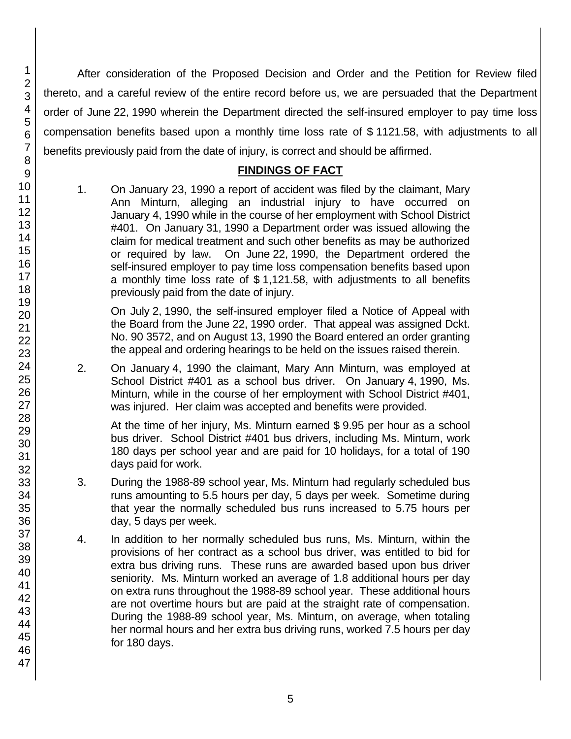After consideration of the Proposed Decision and Order and the Petition for Review filed thereto, and a careful review of the entire record before us, we are persuaded that the Department order of June 22, 1990 wherein the Department directed the self-insured employer to pay time loss compensation benefits based upon a monthly time loss rate of $ 1121.58, with adjustments to all benefits previously paid from the date of injury, is correct and should be affirmed.

## FINDINGS OF FACT

1. On January 23, 1990 a report of accident was filed by the claimant, Mary Ann Minturn, alleging an industrial injury to have occurred on January 4, 1990 while in the course of her employment with School District #401. On January 31, 1990 a Department order was issued allowing the claim for medical treatment and such other benefits as may be authorized or required by law. On June 22, 1990, the Department ordered the self-insured employer to pay time loss compensation benefits based upon a monthly time loss rate of $ 1,121.58, with adjustments to all benefits previously paid from the date of injury.

   On July 2, 1990, the self-insured employer filed a Notice of Appeal with the Board from the June 22, 1990 order. That appeal was assigned Dckt. No. 90 3572, and on August 13, 1990 the Board entered an order granting the appeal and ordering hearings to be held on the issues raised therein.

2. On January 4, 1990 the claimant, Mary Ann Minturn, was employed at School District #401 as a school bus driver. On January 4, 1990, Ms. Minturn, while in the course of her employment with School District #401, was injured. Her claim was accepted and benefits were provided.

   At the time of her injury, Ms. Minturn earned $ 9.95 per hour as a school bus driver. School District #401 bus drivers, including Ms. Minturn, work 180 days per school year and are paid for 10 holidays, for a total of 190 days paid for work.

3. During the 1988-89 school year, Ms. Minturn had regularly scheduled bus runs amounting to 5.5 hours per day, 5 days per week. Sometime during that year the normally scheduled bus runs increased to 5.75 hours per day, 5 days per week.

4. In addition to her normally scheduled bus runs, Ms. Minturn, within the provisions of her contract as a school bus driver, was entitled to bid for extra bus driving runs. These runs are awarded based upon bus driver seniority. Ms. Minturn worked an average of 1.8 additional hours per day on extra runs throughout the 1988-89 school year. These additional hours are not overtime hours but are paid at the straight rate of compensation. During the 1988-89 school year, Ms. Minturn, on average, when totaling her normal hours and her extra bus driving runs, worked 7.5 hours per day for 180 days.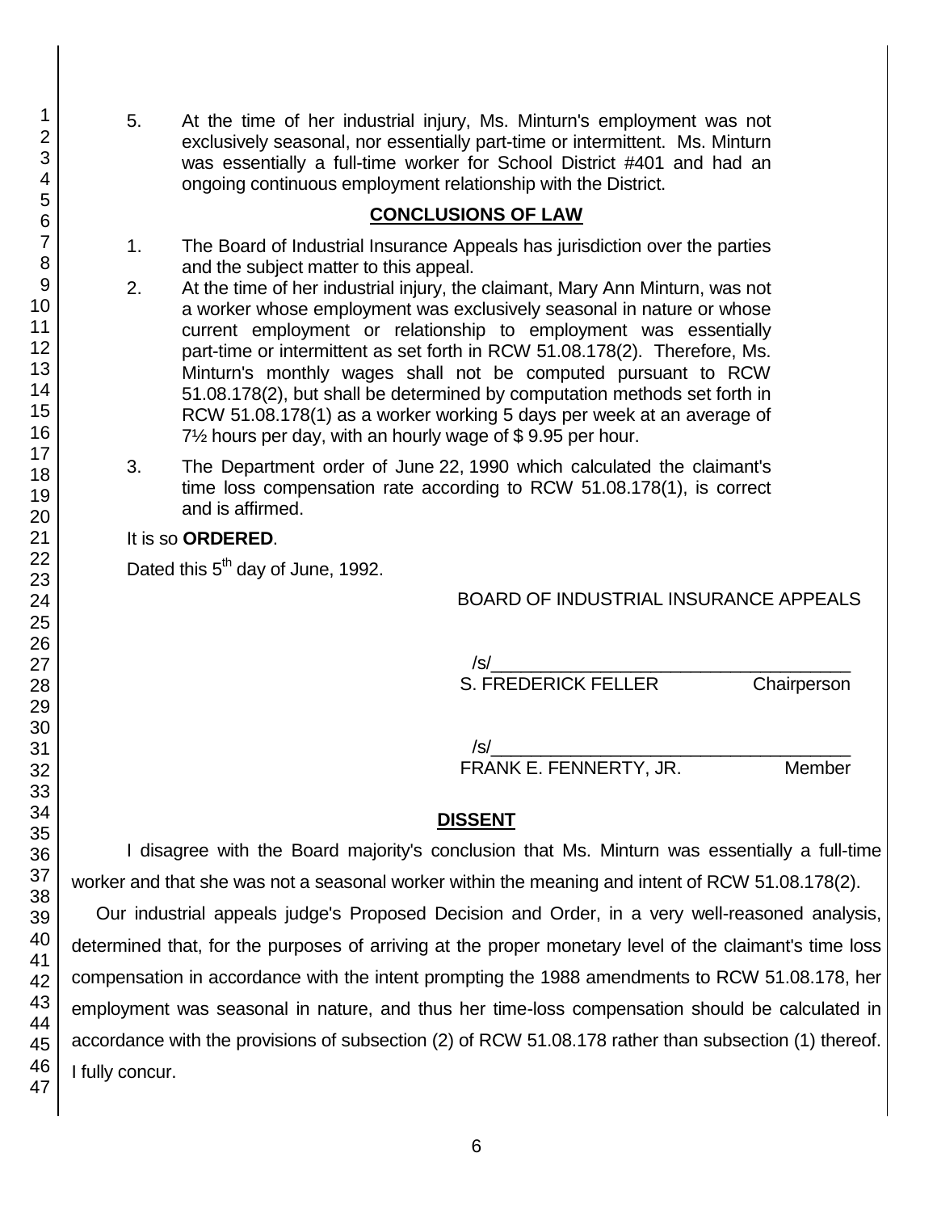5. At the time of her industrial injury, Ms. Minturn's employment was not exclusively seasonal, nor essentially part-time or intermittent. Ms. Minturn was essentially a full-time worker for School District #401 and had an ongoing continuous employment relationship with the District.

## CONCLUSIONS OF LAW

1. The Board of Industrial Insurance Appeals has jurisdiction over the parties and the subject matter to this appeal.
2. At the time of her industrial injury, the claimant, Mary Ann Minturn, was not a worker whose employment was exclusively seasonal in nature or whose current employment or relationship to employment was essentially part-time or intermittent as set forth in RCW 51.08.178(2). Therefore, Ms. Minturn's monthly wages shall not be computed pursuant to RCW 51.08.178(2), but shall be determined by computation methods set forth in RCW 51.08.178(1) as a worker working 5 days per week at an average of 7½ hours per day, with an hourly wage of $ 9.95 per hour.
3. The Department order of June 22, 1990 which calculated the claimant's time loss compensation rate according to RCW 51.08.178(1), is correct and is affirmed.

It is so **ORDERED**.

Dated this 5th day of June, 1992.

BOARD OF INDUSTRIAL INSURANCE APPEALS

/s/\_\_\_\_\_\_\_\_\_\_\_\_\_\_\_\_\_\_\_\_\_\_\_\_\_\_\_\_\_\_\_\_\_\_\_\_
S. FREDERICK FELLER Chairperson

/s/\_\_\_\_\_\_\_\_\_\_\_\_\_\_\_\_\_\_\_\_\_\_\_\_\_\_\_\_\_\_\_\_\_\_\_\_
FRANK E. FENNERTY, JR. Member

## DISSENT

I disagree with the Board majority's conclusion that Ms. Minturn was essentially a full-time worker and that she was not a seasonal worker within the meaning and intent of RCW 51.08.178(2).

Our industrial appeals judge's Proposed Decision and Order, in a very well-reasoned analysis, determined that, for the purposes of arriving at the proper monetary level of the claimant's time loss compensation in accordance with the intent prompting the 1988 amendments to RCW 51.08.178, her employment was seasonal in nature, and thus her time-loss compensation should be calculated in accordance with the provisions of subsection (2) of RCW 51.08.178 rather than subsection (1) thereof. I fully concur.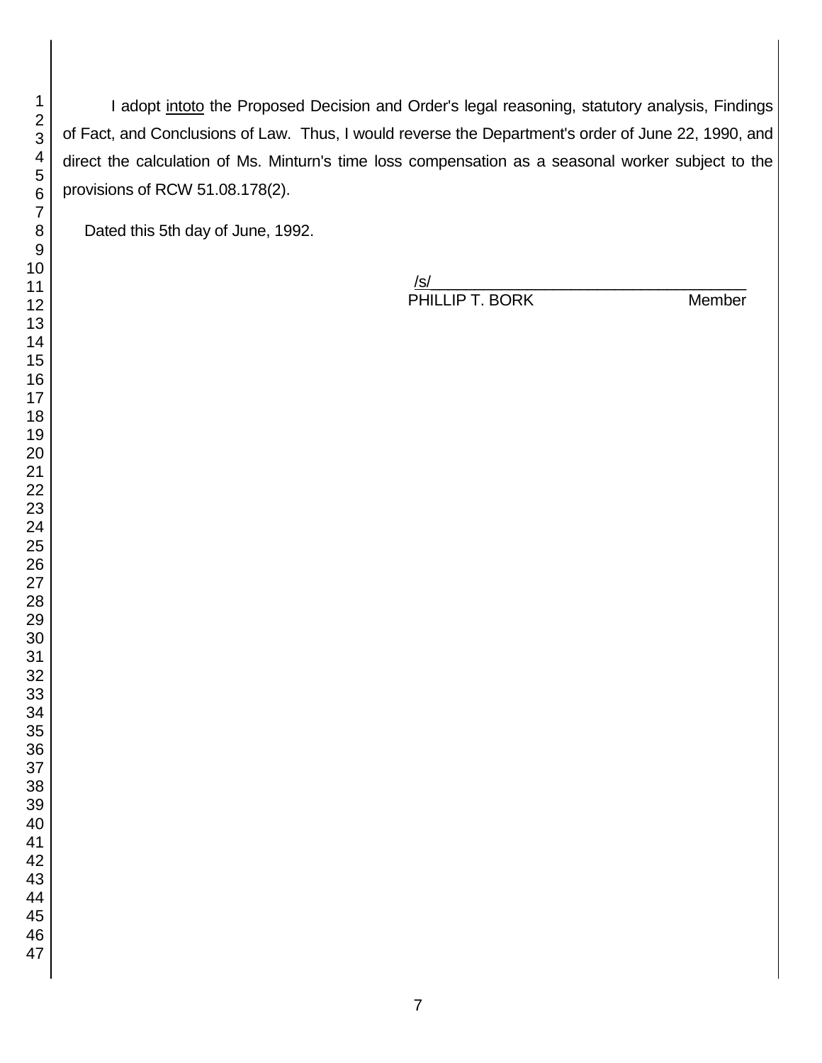I adopt <u>intoto</u> the Proposed Decision and Order's legal reasoning, statutory analysis, Findings of Fact, and Conclusions of Law. Thus, I would reverse the Department's order of June 22, 1990, and direct the calculation of Ms. Minturn's time loss compensation as a seasonal worker subject to the provisions of RCW 51.08.178(2).

Dated this 5th day of June, 1992.

/s/
PHILLIP T. BORK Member